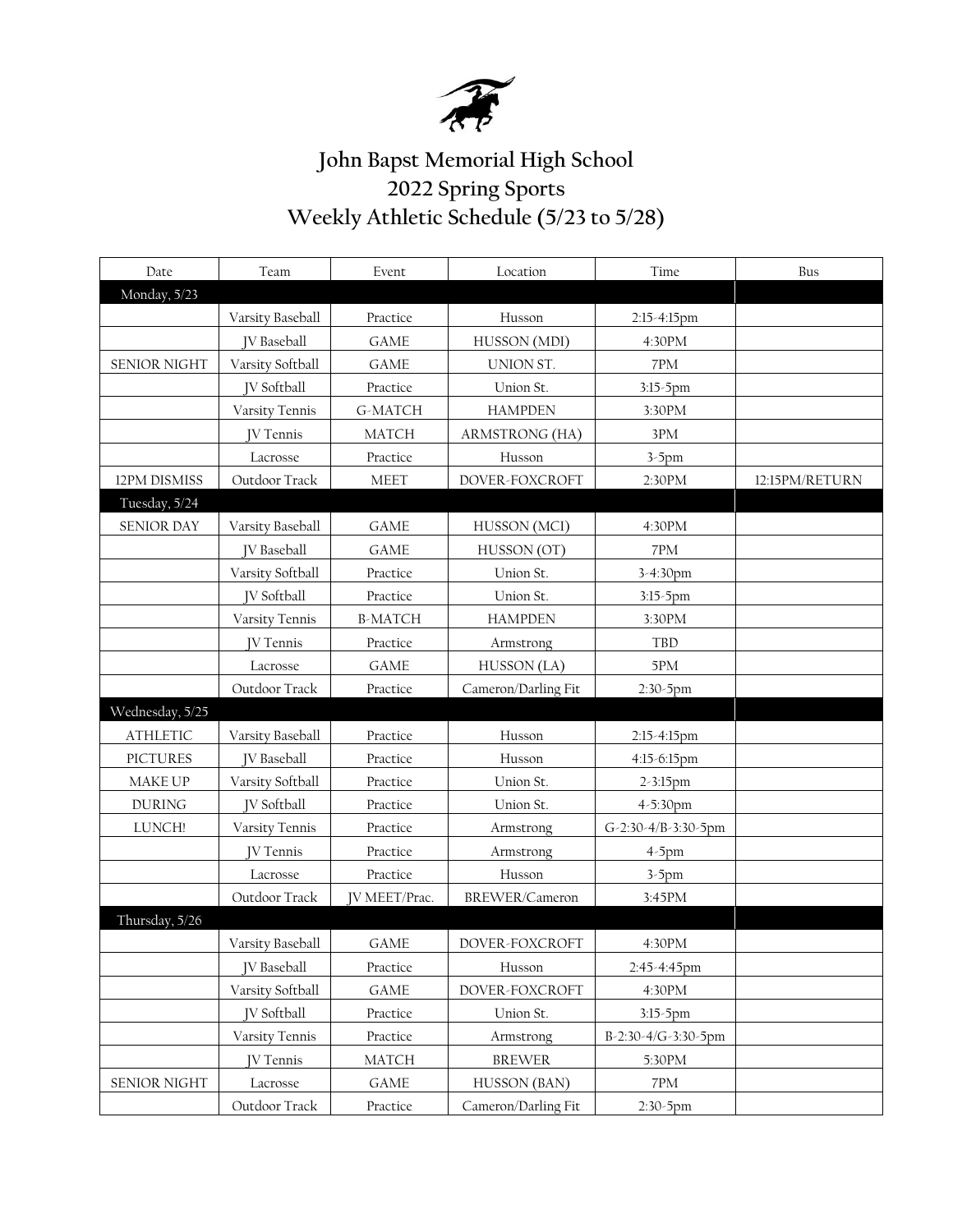# John Bapst Memorial High School
## 2022 Spring Sports
## Weekly Athletic Schedule (5/23 to 5/28)

| Date | Team | Event | Location | Time | Bus |
|---|---|---|---|---|---|
| Monday, 5/23 | | | | | |
| | Varsity Baseball | Practice | Husson | 2:15-4:15pm | |
| | JV Baseball | GAME | HUSSON (MDI) | 4:30PM | |
| SENIOR NIGHT | Varsity Softball | GAME | UNION ST. | 7PM | |
| | JV Softball | Practice | Union St. | 3:15-5pm | |
| | Varsity Tennis | G-MATCH | HAMPDEN | 3:30PM | |
| | JV Tennis | MATCH | ARMSTRONG (HA) | 3PM | |
| | Lacrosse | Practice | Husson | 3-5pm | |
| 12PM DISMISS | Outdoor Track | MEET | DOVER-FOXCROFT | 2:30PM | 12:15PM/RETURN |
| Tuesday, 5/24 | | | | | |
| SENIOR DAY | Varsity Baseball | GAME | HUSSON (MCI) | 4:30PM | |
| | JV Baseball | GAME | HUSSON (OT) | 7PM | |
| | Varsity Softball | Practice | Union St. | 3-4:30pm | |
| | JV Softball | Practice | Union St. | 3:15-5pm | |
| | Varsity Tennis | B-MATCH | HAMPDEN | 3:30PM | |
| | JV Tennis | Practice | Armstrong | TBD | |
| | Lacrosse | GAME | HUSSON (LA) | 5PM | |
| | Outdoor Track | Practice | Cameron/Darling Fit | 2:30-5pm | |
| Wednesday, 5/25 | | | | | |
| ATHLETIC | Varsity Baseball | Practice | Husson | 2:15-4:15pm | |
| PICTURES | JV Baseball | Practice | Husson | 4:15-6:15pm | |
| MAKE UP | Varsity Softball | Practice | Union St. | 2-3:15pm | |
| DURING | JV Softball | Practice | Union St. | 4-5:30pm | |
| LUNCH! | Varsity Tennis | Practice | Armstrong | G-2:30-4/B-3:30-5pm | |
| | JV Tennis | Practice | Armstrong | 4-5pm | |
| | Lacrosse | Practice | Husson | 3-5pm | |
| | Outdoor Track | JV MEET/Prac. | BREWER/Cameron | 3:45PM | |
| Thursday, 5/26 | | | | | |
| | Varsity Baseball | GAME | DOVER-FOXCROFT | 4:30PM | |
| | JV Baseball | Practice | Husson | 2:45-4:45pm | |
| | Varsity Softball | GAME | DOVER-FOXCROFT | 4:30PM | |
| | JV Softball | Practice | Union St. | 3:15-5pm | |
| | Varsity Tennis | Practice | Armstrong | B-2:30-4/G-3:30-5pm | |
| | JV Tennis | MATCH | BREWER | 5:30PM | |
| SENIOR NIGHT | Lacrosse | GAME | HUSSON (BAN) | 7PM | |
| | Outdoor Track | Practice | Cameron/Darling Fit | 2:30-5pm | |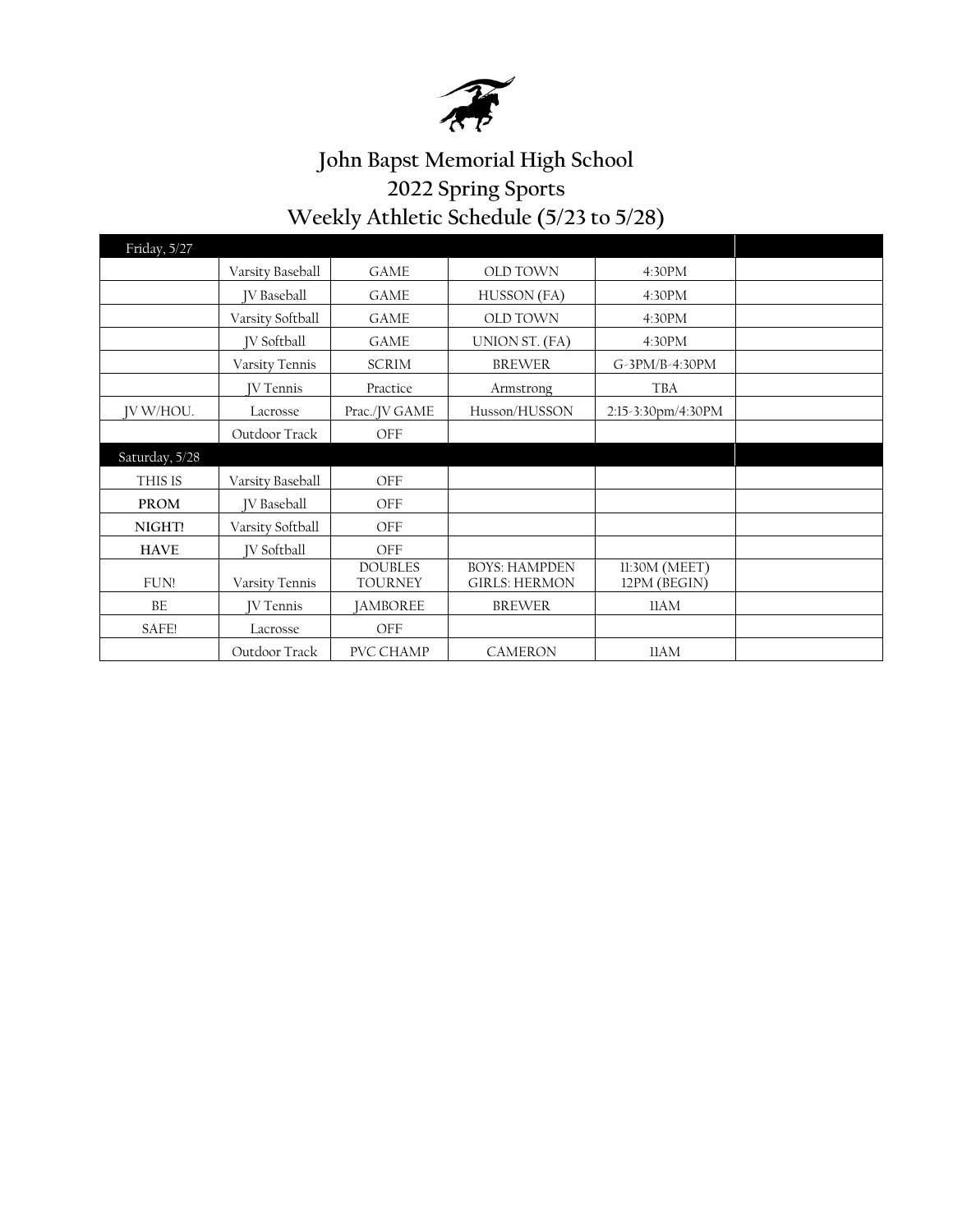# John Bapst Memorial High School
# 2022 Spring Sports
# Weekly Athletic Schedule (5/23 to 5/28)

| | | | | | |
|---|---|---|---|---|---|
| Friday, 5/27 | | | | | |
| | Varsity Baseball | GAME | OLD TOWN | 4:30PM | |
| | JV Baseball | GAME | HUSSON (FA) | 4:30PM | |
| | Varsity Softball | GAME | OLD TOWN | 4:30PM | |
| | JV Softball | GAME | UNION ST. (FA) | 4:30PM | |
| | Varsity Tennis | SCRIM | BREWER | G-3PM/B-4:30PM | |
| | JV Tennis | Practice | Armstrong | TBA | |
| JV W/HOU. | Lacrosse | Prac./JV GAME | Husson/HUSSON | 2:15-3:30pm/4:30PM | |
| | Outdoor Track | OFF | | | |
| Saturday, 5/28 | | | | | |
| THIS IS | Varsity Baseball | OFF | | | |
| **PROM** | JV Baseball | OFF | | | |
| **NIGHT!** | Varsity Softball | OFF | | | |
| **HAVE** | JV Softball | OFF | | | |
| FUN! | Varsity Tennis | DOUBLES TOURNEY | BOYS: HAMPDEN GIRLS: HERMON | 11:30M (MEET) 12PM (BEGIN) | |
| BE | JV Tennis | JAMBOREE | BREWER | 11AM | |
| SAFE! | Lacrosse | OFF | | | |
| | Outdoor Track | PVC CHAMP | CAMERON | 11AM | |